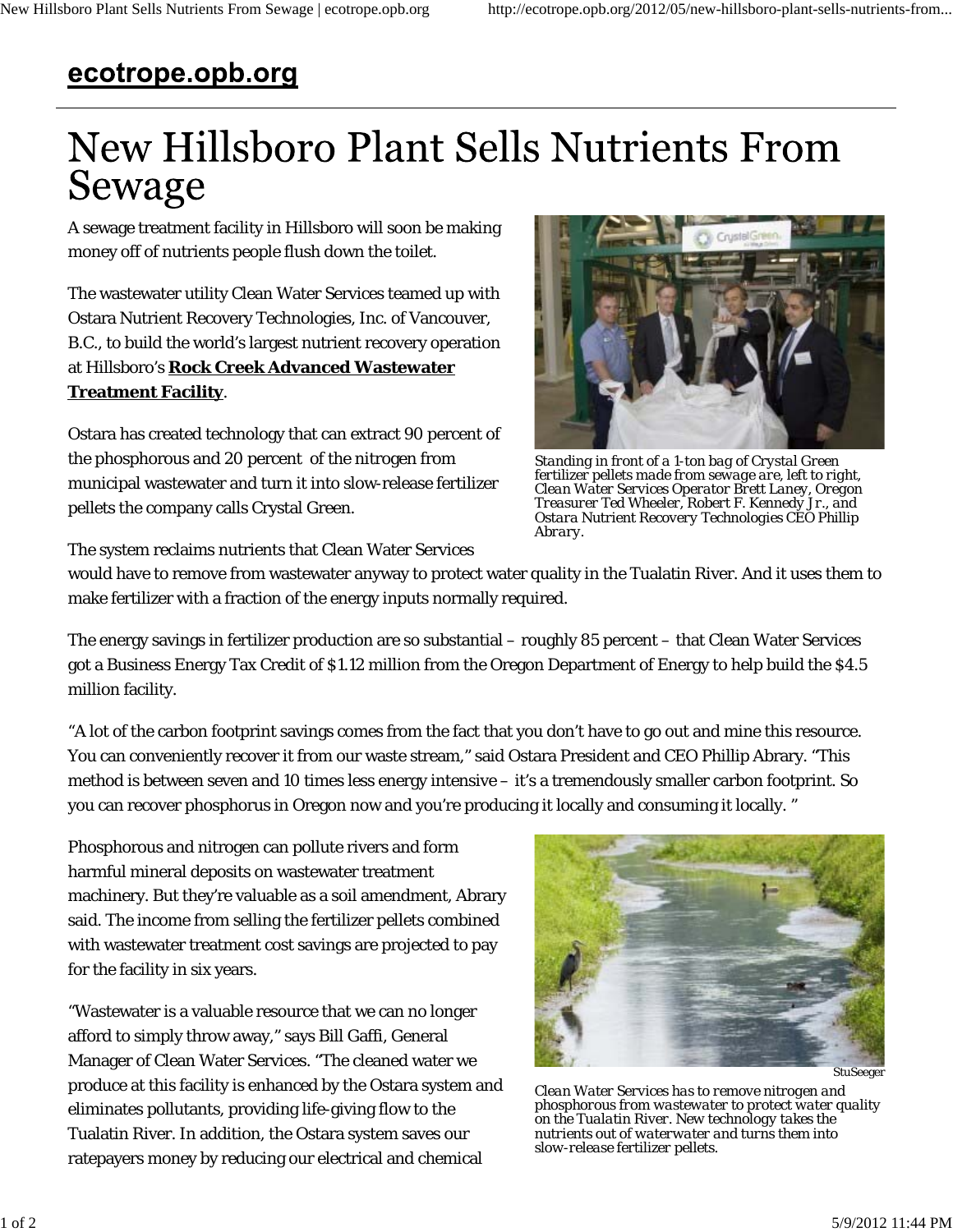# ecotrope.opb.org

# New Hillsboro Plant Sells Nutrients From Sewage

A sewage treatment facility in Hillsboro will soon be making money off of nutrients people flush down the toilet.

The wastewater utility Clean Water Services teamed up with Ostara Nutrient Recovery Technologies, Inc. of Vancouver, B.C., to build the world's largest nutrient recovery operation at Hillsboro's **Rock Creek Advanced Wastewater Treatment Facility**.

Ostara has created technology that can extract 90 percent of the phosphorous and 20 percent of the nitrogen from municipal wastewater and turn it into slow-release fertilizer pellets the company calls Crystal Green.

*Standing in front of a 1-ton bag of Crystal Green fertilizer pellets made from sewage are, left to right, Clean Water Services Operator Brett Laney, Oregon Treasurer Ted Wheeler, Robert F. Kennedy Jr., and Ostara Nutrient Recovery Technologies CEO Phillip Abrary.*

The system reclaims nutrients that Clean Water Services would have to remove from wastewater anyway to protect water quality in the Tualatin River. And it uses them to make fertilizer with a fraction of the energy inputs normally required.

The energy savings in fertilizer production are so substantial – roughly 85 percent – that Clean Water Services got a Business Energy Tax Credit of $1.12 million from the Oregon Department of Energy to help build the $4.5 million facility.

"A lot of the carbon footprint savings comes from the fact that you don't have to go out and mine this resource. You can conveniently recover it from our waste stream," said Ostara President and CEO Phillip Abrary. "This method is between seven and 10 times less energy intensive – it's a tremendously smaller carbon footprint. So you can recover phosphorus in Oregon now and you're producing it locally and consuming it locally. "

Phosphorous and nitrogen can pollute rivers and form harmful mineral deposits on wastewater treatment machinery. But they're valuable as a soil amendment, Abrary said. The income from selling the fertilizer pellets combined with wastewater treatment cost savings are projected to pay for the facility in six years.

StuSeeger

*Clean Water Services has to remove nitrogen and phosphorous from wastewater to protect water quality on the Tualatin River. New technology takes the nutrients out of waterwater and turns them into slow-release fertilizer pellets.*

"Wastewater is a valuable resource that we can no longer afford to simply throw away," says Bill Gaffi, General Manager of Clean Water Services. "The cleaned water we produce at this facility is enhanced by the Ostara system and eliminates pollutants, providing life-giving flow to the Tualatin River. In addition, the Ostara system saves our ratepayers money by reducing our electrical and chemical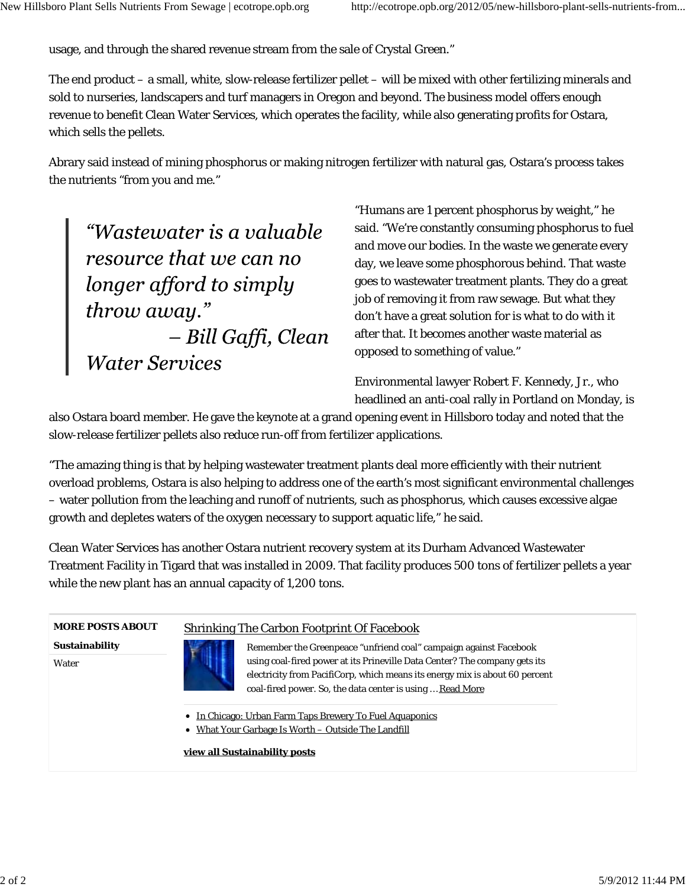usage, and through the shared revenue stream from the sale of Crystal Green."

The end product – a small, white, slow-release fertilizer pellet – will be mixed with other fertilizing minerals and sold to nurseries, landscapers and turf managers in Oregon and beyond. The business model offers enough revenue to benefit Clean Water Services, which operates the facility, while also generating profits for Ostara, which sells the pellets.

Abrary said instead of mining phosphorus or making nitrogen fertilizer with natural gas, Ostara's process takes the nutrients "from you and me."

> *"Wastewater is a valuable resource that we can no longer afford to simply throw away."*
> *– Bill Gaffi, Clean Water Services*

"Humans are 1 percent phosphorus by weight," he said. "We're constantly consuming phosphorus to fuel and move our bodies. In the waste we generate every day, we leave some phosphorous behind. That waste goes to wastewater treatment plants. They do a great job of removing it from raw sewage. But what they don't have a great solution for is what to do with it after that. It becomes another waste material as opposed to something of value."

Environmental lawyer Robert F. Kennedy, Jr., who headlined an anti-coal rally in Portland on Monday, is also Ostara board member. He gave the keynote at a grand opening event in Hillsboro today and noted that the slow-release fertilizer pellets also reduce run-off from fertilizer applications.

"The amazing thing is that by helping wastewater treatment plants deal more efficiently with their nutrient overload problems, Ostara is also helping to address one of the earth's most significant environmental challenges – water pollution from the leaching and runoff of nutrients, such as phosphorus, which causes excessive algae growth and depletes waters of the oxygen necessary to support aquatic life," he said.

Clean Water Services has another Ostara nutrient recovery system at its Durham Advanced Wastewater Treatment Facility in Tigard that was installed in 2009. That facility produces 500 tons of fertilizer pellets a year while the new plant has an annual capacity of 1,200 tons.

**MORE POSTS ABOUT**

**Sustainability**

Water

Shrinking The Carbon Footprint Of Facebook

Remember the Greenpeace "unfriend coal" campaign against Facebook using coal-fired power at its Prineville Data Center? The company gets its electricity from PacifiCorp, which means its energy mix is about 60 percent coal-fired power. So, the data center is using … Read More

- In Chicago: Urban Farm Taps Brewery To Fuel Aquaponics
- What Your Garbage Is Worth – Outside The Landfill

**view all Sustainability posts**